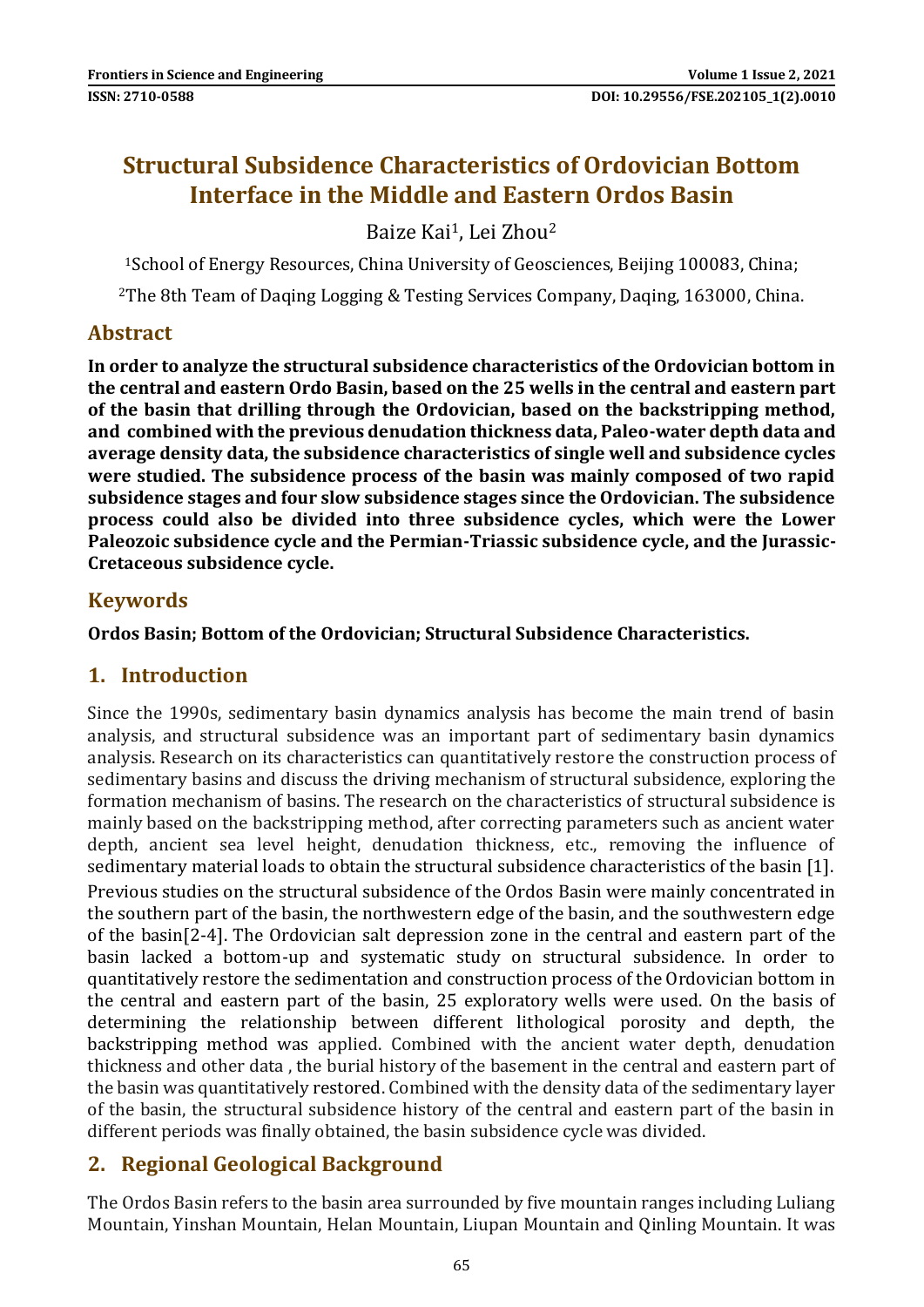# Structural Subsidence Characteristics of Ordovician Bottom Interface in the Middle and Eastern Ordos Basin

Baize Kai[1], Lei Zhou[2]

[1]School of Energy Resources, China University of Geosciences, Beijing 100083, China;

[2]The 8th Team of Daqing Logging & Testing Services Company, Daqing, 163000, China.

## Abstract

**In order to analyze the structural subsidence characteristics of the Ordovician bottom in the central and eastern Ordo Basin, based on the 25 wells in the central and eastern part of the basin that drilling through the Ordovician, based on the backstripping method, and combined with the previous denudation thickness data, Paleo-water depth data and average density data, the subsidence characteristics of single well and subsidence cycles were studied. The subsidence process of the basin was mainly composed of two rapid subsidence stages and four slow subsidence stages since the Ordovician. The subsidence process could also be divided into three subsidence cycles, which were the Lower Paleozoic subsidence cycle and the Permian-Triassic subsidence cycle, and the Jurassic-Cretaceous subsidence cycle.**

## Keywords

**Ordos Basin; Bottom of the Ordovician; Structural Subsidence Characteristics.**

## 1. Introduction

Since the 1990s, sedimentary basin dynamics analysis has become the main trend of basin analysis, and structural subsidence was an important part of sedimentary basin dynamics analysis. Research on its characteristics can quantitatively restore the construction process of sedimentary basins and discuss the driving mechanism of structural subsidence, exploring the formation mechanism of basins. The research on the characteristics of structural subsidence is mainly based on the backstripping method, after correcting parameters such as ancient water depth, ancient sea level height, denudation thickness, etc., removing the influence of sedimentary material loads to obtain the structural subsidence characteristics of the basin [1]. Previous studies on the structural subsidence of the Ordos Basin were mainly concentrated in the southern part of the basin, the northwestern edge of the basin, and the southwestern edge of the basin[2-4]. The Ordovician salt depression zone in the central and eastern part of the basin lacked a bottom-up and systematic study on structural subsidence. In order to quantitatively restore the sedimentation and construction process of the Ordovician bottom in the central and eastern part of the basin, 25 exploratory wells were used. On the basis of determining the relationship between different lithological porosity and depth, the backstripping method was applied. Combined with the ancient water depth, denudation thickness and other data , the burial history of the basement in the central and eastern part of the basin was quantitatively restored. Combined with the density data of the sedimentary layer of the basin, the structural subsidence history of the central and eastern part of the basin in different periods was finally obtained, the basin subsidence cycle was divided.

## 2. Regional Geological Background

The Ordos Basin refers to the basin area surrounded by five mountain ranges including Luliang Mountain, Yinshan Mountain, Helan Mountain, Liupan Mountain and Qinling Mountain. It was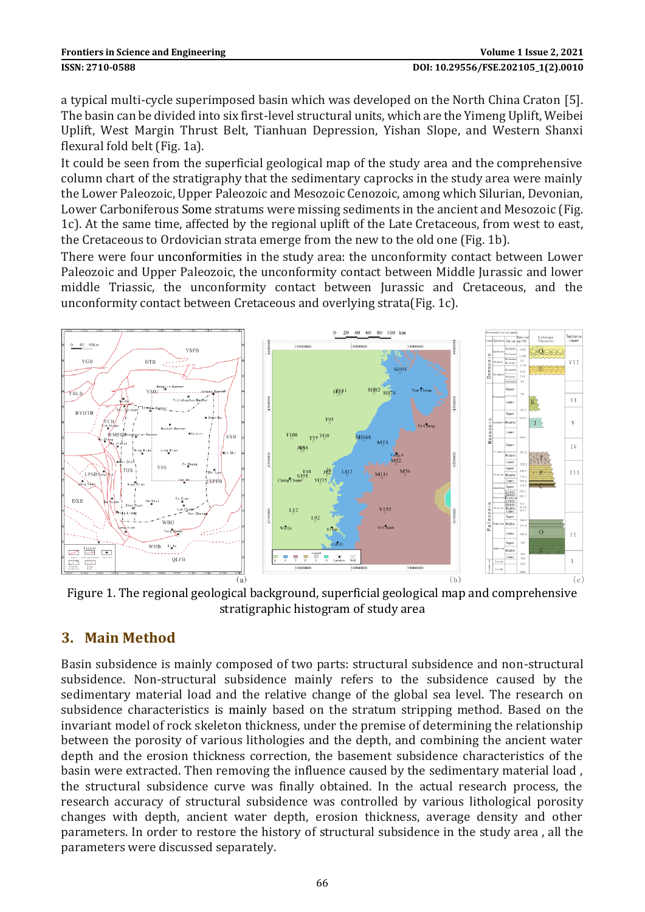a typical multi-cycle superimposed basin which was developed on the North China Craton [5]. The basin can be divided into six first-level structural units, which are the Yimeng Uplift, Weibei Uplift, West Margin Thrust Belt, Tianhuan Depression, Yishan Slope, and Western Shanxi flexural fold belt (Fig. 1a).

It could be seen from the superficial geological map of the study area and the comprehensive column chart of the stratigraphy that the sedimentary caprocks in the study area were mainly the Lower Paleozoic, Upper Paleozoic and Mesozoic Cenozoic, among which Silurian, Devonian, Lower Carboniferous Some stratums were missing sediments in the ancient and Mesozoic (Fig. 1c). At the same time, affected by the regional uplift of the Late Cretaceous, from west to east, the Cretaceous to Ordovician strata emerge from the new to the old one (Fig. 1b).

There were four unconformities in the study area: the unconformity contact between Lower Paleozoic and Upper Paleozoic, the unconformity contact between Middle Jurassic and lower middle Triassic, the unconformity contact between Jurassic and Cretaceous, and the unconformity contact between Cretaceous and overlying strata(Fig. 1c).

Figure 1. The regional geological background, superficial geological map and comprehensive stratigraphic histogram of study area

## 3. Main Method

Basin subsidence is mainly composed of two parts: structural subsidence and non-structural subsidence. Non-structural subsidence mainly refers to the subsidence caused by the sedimentary material load and the relative change of the global sea level. The research on subsidence characteristics is mainly based on the stratum stripping method. Based on the invariant model of rock skeleton thickness, under the premise of determining the relationship between the porosity of various lithologies and the depth, and combining the ancient water depth and the erosion thickness correction, the basement subsidence characteristics of the basin were extracted. Then removing the influence caused by the sedimentary material load , the structural subsidence curve was finally obtained. In the actual research process, the research accuracy of structural subsidence was controlled by various lithological porosity changes with depth, ancient water depth, erosion thickness, average density and other parameters. In order to restore the history of structural subsidence in the study area , all the parameters were discussed separately.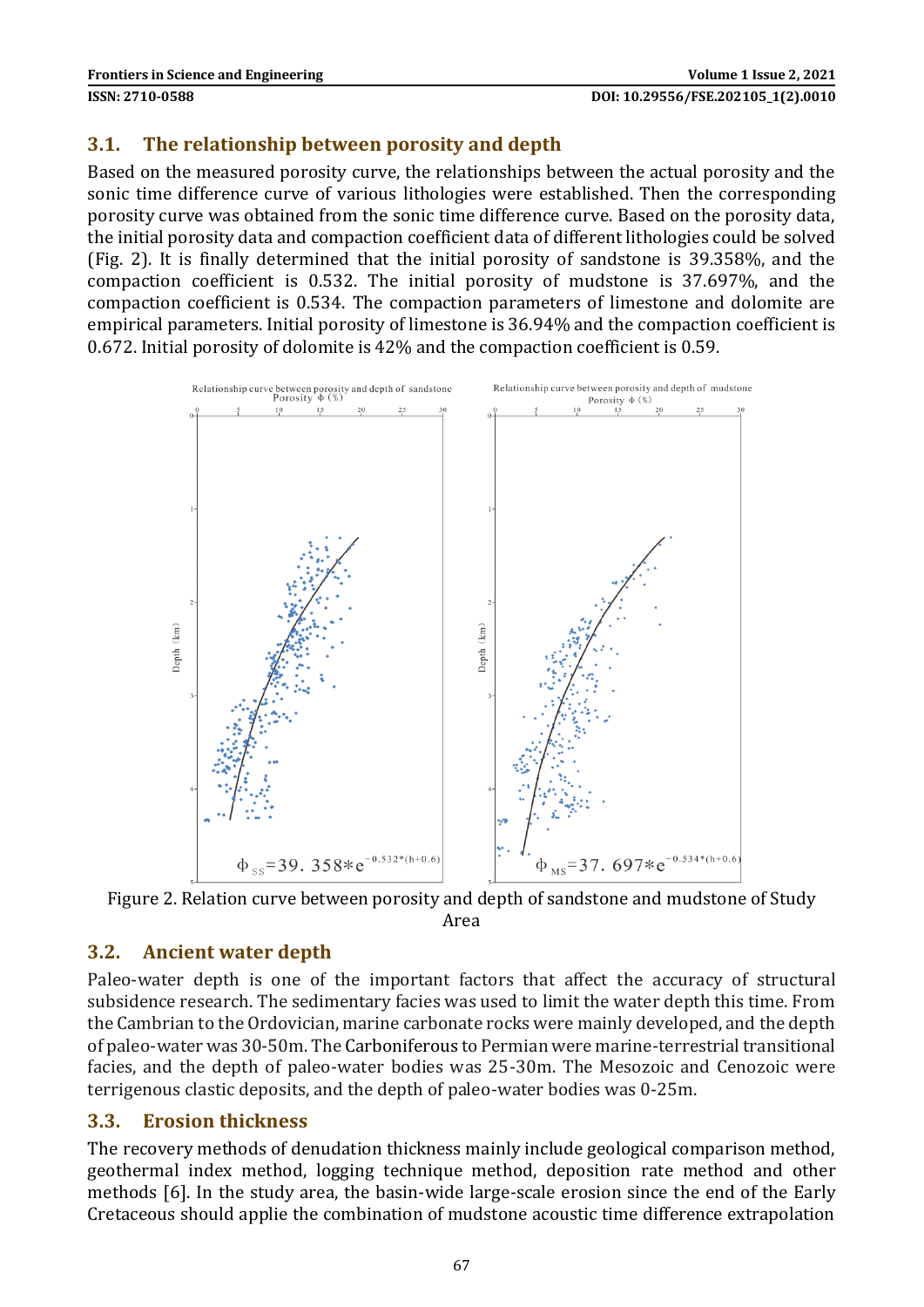### 3.1. The relationship between porosity and depth

Based on the measured porosity curve, the relationships between the actual porosity and the sonic time difference curve of various lithologies were established. Then the corresponding porosity curve was obtained from the sonic time difference curve. Based on the porosity data, the initial porosity data and compaction coefficient data of different lithologies could be solved (Fig. 2). It is finally determined that the initial porosity of sandstone is 39.358%, and the compaction coefficient is 0.532. The initial porosity of mudstone is 37.697%, and the compaction coefficient is 0.534. The compaction parameters of limestone and dolomite are empirical parameters. Initial porosity of limestone is 36.94% and the compaction coefficient is 0.672. Initial porosity of dolomite is 42% and the compaction coefficient is 0.59.

Figure 2. Relation curve between porosity and depth of sandstone and mudstone of Study Area

### 3.2. Ancient water depth

Paleo-water depth is one of the important factors that affect the accuracy of structural subsidence research. The sedimentary facies was used to limit the water depth this time. From the Cambrian to the Ordovician, marine carbonate rocks were mainly developed, and the depth of paleo-water was 30-50m. The Carboniferous to Permian were marine-terrestrial transitional facies, and the depth of paleo-water bodies was 25-30m. The Mesozoic and Cenozoic were terrigenous clastic deposits, and the depth of paleo-water bodies was 0-25m.

### 3.3. Erosion thickness

The recovery methods of denudation thickness mainly include geological comparison method, geothermal index method, logging technique method, deposition rate method and other methods [6]. In the study area, the basin-wide large-scale erosion since the end of the Early Cretaceous should applie the combination of mudstone acoustic time difference extrapolation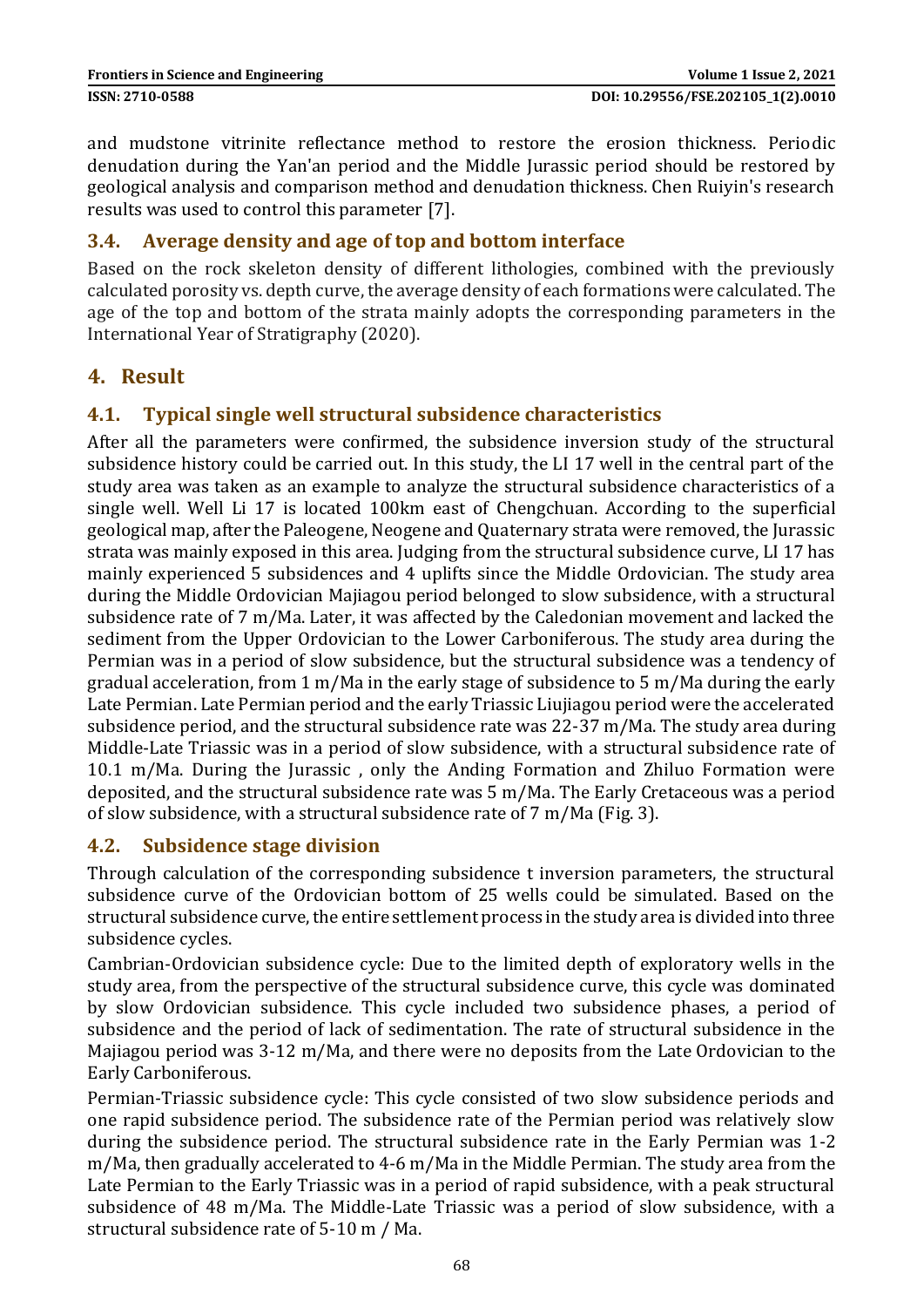and mudstone vitrinite reflectance method to restore the erosion thickness. Periodic denudation during the Yan'an period and the Middle Jurassic period should be restored by geological analysis and comparison method and denudation thickness. Chen Ruiyin's research results was used to control this parameter [7].

### 3.4. Average density and age of top and bottom interface

Based on the rock skeleton density of different lithologies, combined with the previously calculated porosity vs. depth curve, the average density of each formations were calculated. The age of the top and bottom of the strata mainly adopts the corresponding parameters in the International Year of Stratigraphy (2020).

## 4. Result

### 4.1. Typical single well structural subsidence characteristics

After all the parameters were confirmed, the subsidence inversion study of the structural subsidence history could be carried out. In this study, the LI 17 well in the central part of the study area was taken as an example to analyze the structural subsidence characteristics of a single well. Well Li 17 is located 100km east of Chengchuan. According to the superficial geological map, after the Paleogene, Neogene and Quaternary strata were removed, the Jurassic strata was mainly exposed in this area. Judging from the structural subsidence curve, LI 17 has mainly experienced 5 subsidences and 4 uplifts since the Middle Ordovician. The study area during the Middle Ordovician Majiagou period belonged to slow subsidence, with a structural subsidence rate of 7 m/Ma. Later, it was affected by the Caledonian movement and lacked the sediment from the Upper Ordovician to the Lower Carboniferous. The study area during the Permian was in a period of slow subsidence, but the structural subsidence was a tendency of gradual acceleration, from 1 m/Ma in the early stage of subsidence to 5 m/Ma during the early Late Permian. Late Permian period and the early Triassic Liujiagou period were the accelerated subsidence period, and the structural subsidence rate was 22-37 m/Ma. The study area during Middle-Late Triassic was in a period of slow subsidence, with a structural subsidence rate of 10.1 m/Ma. During the Jurassic , only the Anding Formation and Zhiluo Formation were deposited, and the structural subsidence rate was 5 m/Ma. The Early Cretaceous was a period of slow subsidence, with a structural subsidence rate of 7 m/Ma (Fig. 3).

### 4.2. Subsidence stage division

Through calculation of the corresponding subsidence t inversion parameters, the structural subsidence curve of the Ordovician bottom of 25 wells could be simulated. Based on the structural subsidence curve, the entire settlement process in the study area is divided into three subsidence cycles.

Cambrian-Ordovician subsidence cycle: Due to the limited depth of exploratory wells in the study area, from the perspective of the structural subsidence curve, this cycle was dominated by slow Ordovician subsidence. This cycle included two subsidence phases, a period of subsidence and the period of lack of sedimentation. The rate of structural subsidence in the Majiagou period was 3-12 m/Ma, and there were no deposits from the Late Ordovician to the Early Carboniferous.

Permian-Triassic subsidence cycle: This cycle consisted of two slow subsidence periods and one rapid subsidence period. The subsidence rate of the Permian period was relatively slow during the subsidence period. The structural subsidence rate in the Early Permian was 1-2 m/Ma, then gradually accelerated to 4-6 m/Ma in the Middle Permian. The study area from the Late Permian to the Early Triassic was in a period of rapid subsidence, with a peak structural subsidence of 48 m/Ma. The Middle-Late Triassic was a period of slow subsidence, with a structural subsidence rate of 5-10 m / Ma.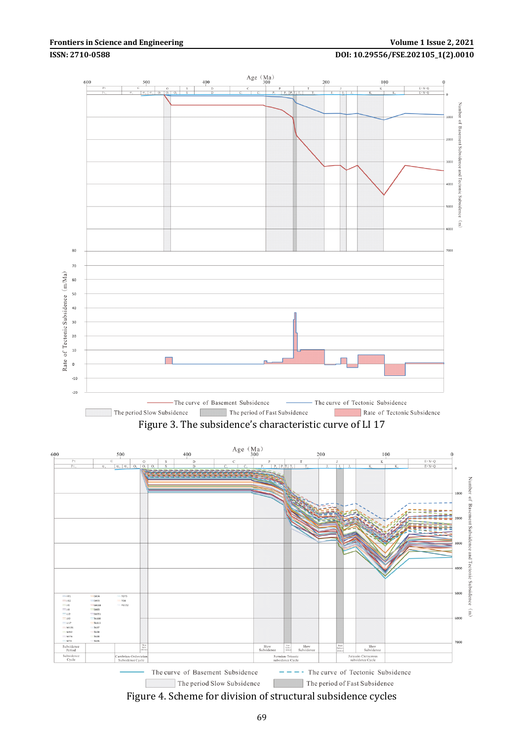Figure 3. The subsidence's characteristic curve of LI 17

Figure 4. Scheme for division of structural subsidence cycles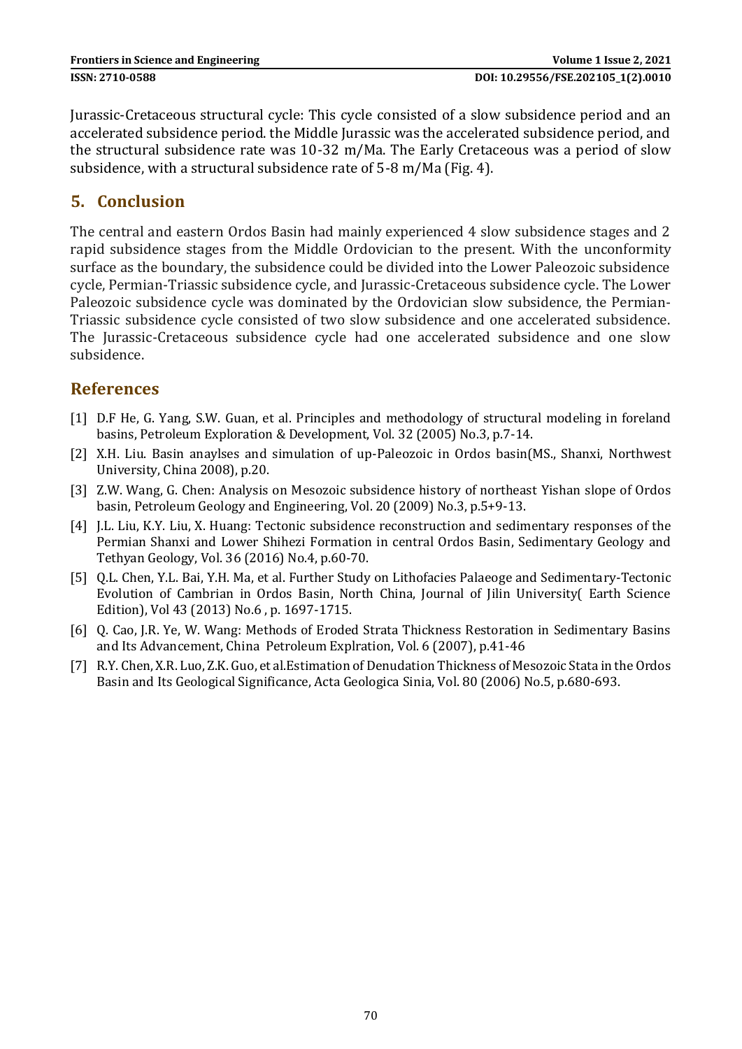Jurassic-Cretaceous structural cycle: This cycle consisted of a slow subsidence period and an accelerated subsidence period. the Middle Jurassic was the accelerated subsidence period, and the structural subsidence rate was 10-32 m/Ma. The Early Cretaceous was a period of slow subsidence, with a structural subsidence rate of 5-8 m/Ma (Fig. 4).

## 5. Conclusion

The central and eastern Ordos Basin had mainly experienced 4 slow subsidence stages and 2 rapid subsidence stages from the Middle Ordovician to the present. With the unconformity surface as the boundary, the subsidence could be divided into the Lower Paleozoic subsidence cycle, Permian-Triassic subsidence cycle, and Jurassic-Cretaceous subsidence cycle. The Lower Paleozoic subsidence cycle was dominated by the Ordovician slow subsidence, the Permian-Triassic subsidence cycle consisted of two slow subsidence and one accelerated subsidence. The Jurassic-Cretaceous subsidence cycle had one accelerated subsidence and one slow subsidence.

## References

[1] D.F He, G. Yang, S.W. Guan, et al. Principles and methodology of structural modeling in foreland basins, Petroleum Exploration & Development, Vol. 32 (2005) No.3, p.7-14.

[2] X.H. Liu. Basin anaylses and simulation of up-Paleozoic in Ordos basin(MS., Shanxi, Northwest University, China 2008), p.20.

[3] Z.W. Wang, G. Chen: Analysis on Mesozoic subsidence history of northeast Yishan slope of Ordos basin, Petroleum Geology and Engineering, Vol. 20 (2009) No.3, p.5+9-13.

[4] J.L. Liu, K.Y. Liu, X. Huang: Tectonic subsidence reconstruction and sedimentary responses of the Permian Shanxi and Lower Shihezi Formation in central Ordos Basin, Sedimentary Geology and Tethyan Geology, Vol. 36 (2016) No.4, p.60-70.

[5] Q.L. Chen, Y.L. Bai, Y.H. Ma, et al. Further Study on Lithofacies Palaeoge and Sedimentary-Tectonic Evolution of Cambrian in Ordos Basin, North China, Journal of Jilin University( Earth Science Edition), Vol 43 (2013) No.6 , p. 1697-1715.

[6] Q. Cao, J.R. Ye, W. Wang: Methods of Eroded Strata Thickness Restoration in Sedimentary Basins and Its Advancement, China Petroleum Explration, Vol. 6 (2007), p.41-46

[7] R.Y. Chen, X.R. Luo, Z.K. Guo, et al.Estimation of Denudation Thickness of Mesozoic Stata in the Ordos Basin and Its Geological Significance, Acta Geologica Sinia, Vol. 80 (2006) No.5, p.680-693.